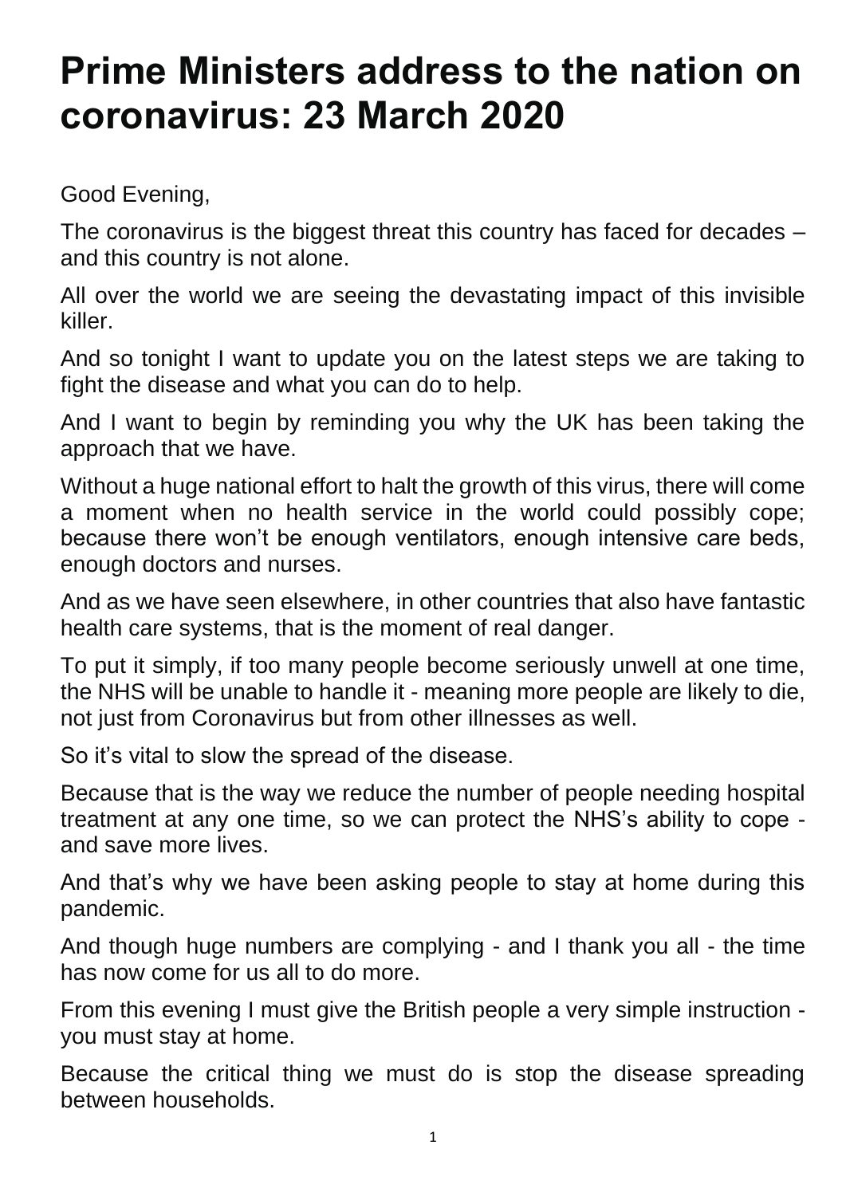# Prime Ministers address to the nation on coronavirus: 23 March 2020

Good Evening,

The coronavirus is the biggest threat this country has faced for decades – and this country is not alone.

All over the world we are seeing the devastating impact of this invisible killer.

And so tonight I want to update you on the latest steps we are taking to fight the disease and what you can do to help.

And I want to begin by reminding you why the UK has been taking the approach that we have.

Without a huge national effort to halt the growth of this virus, there will come a moment when no health service in the world could possibly cope; because there won't be enough ventilators, enough intensive care beds, enough doctors and nurses.

And as we have seen elsewhere, in other countries that also have fantastic health care systems, that is the moment of real danger.

To put it simply, if too many people become seriously unwell at one time, the NHS will be unable to handle it - meaning more people are likely to die, not just from Coronavirus but from other illnesses as well.

So it's vital to slow the spread of the disease.

Because that is the way we reduce the number of people needing hospital treatment at any one time, so we can protect the NHS's ability to cope - and save more lives.

And that's why we have been asking people to stay at home during this pandemic.

And though huge numbers are complying - and I thank you all - the time has now come for us all to do more.

From this evening I must give the British people a very simple instruction - you must stay at home.

Because the critical thing we must do is stop the disease spreading between households.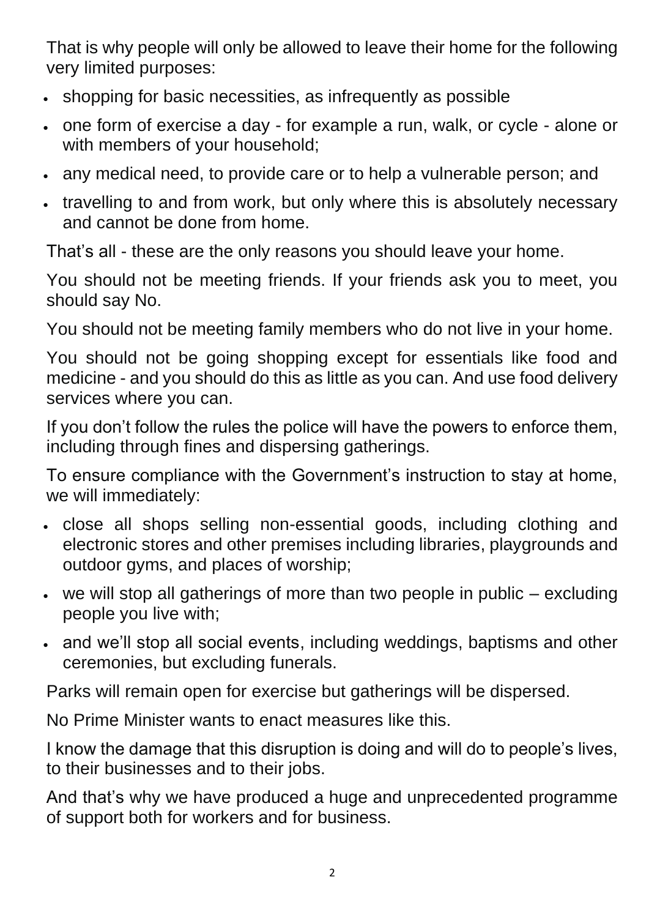That is why people will only be allowed to leave their home for the following very limited purposes:

- shopping for basic necessities, as infrequently as possible
- one form of exercise a day - for example a run, walk, or cycle - alone or with members of your household;
- any medical need, to provide care or to help a vulnerable person; and
- travelling to and from work, but only where this is absolutely necessary and cannot be done from home.

That's all - these are the only reasons you should leave your home.

You should not be meeting friends. If your friends ask you to meet, you should say No.

You should not be meeting family members who do not live in your home.

You should not be going shopping except for essentials like food and medicine - and you should do this as little as you can. And use food delivery services where you can.

If you don't follow the rules the police will have the powers to enforce them, including through fines and dispersing gatherings.

To ensure compliance with the Government's instruction to stay at home, we will immediately:

- close all shops selling non-essential goods, including clothing and electronic stores and other premises including libraries, playgrounds and outdoor gyms, and places of worship;
- we will stop all gatherings of more than two people in public – excluding people you live with;
- and we'll stop all social events, including weddings, baptisms and other ceremonies, but excluding funerals.

Parks will remain open for exercise but gatherings will be dispersed.

No Prime Minister wants to enact measures like this.

I know the damage that this disruption is doing and will do to people's lives, to their businesses and to their jobs.

And that's why we have produced a huge and unprecedented programme of support both for workers and for business.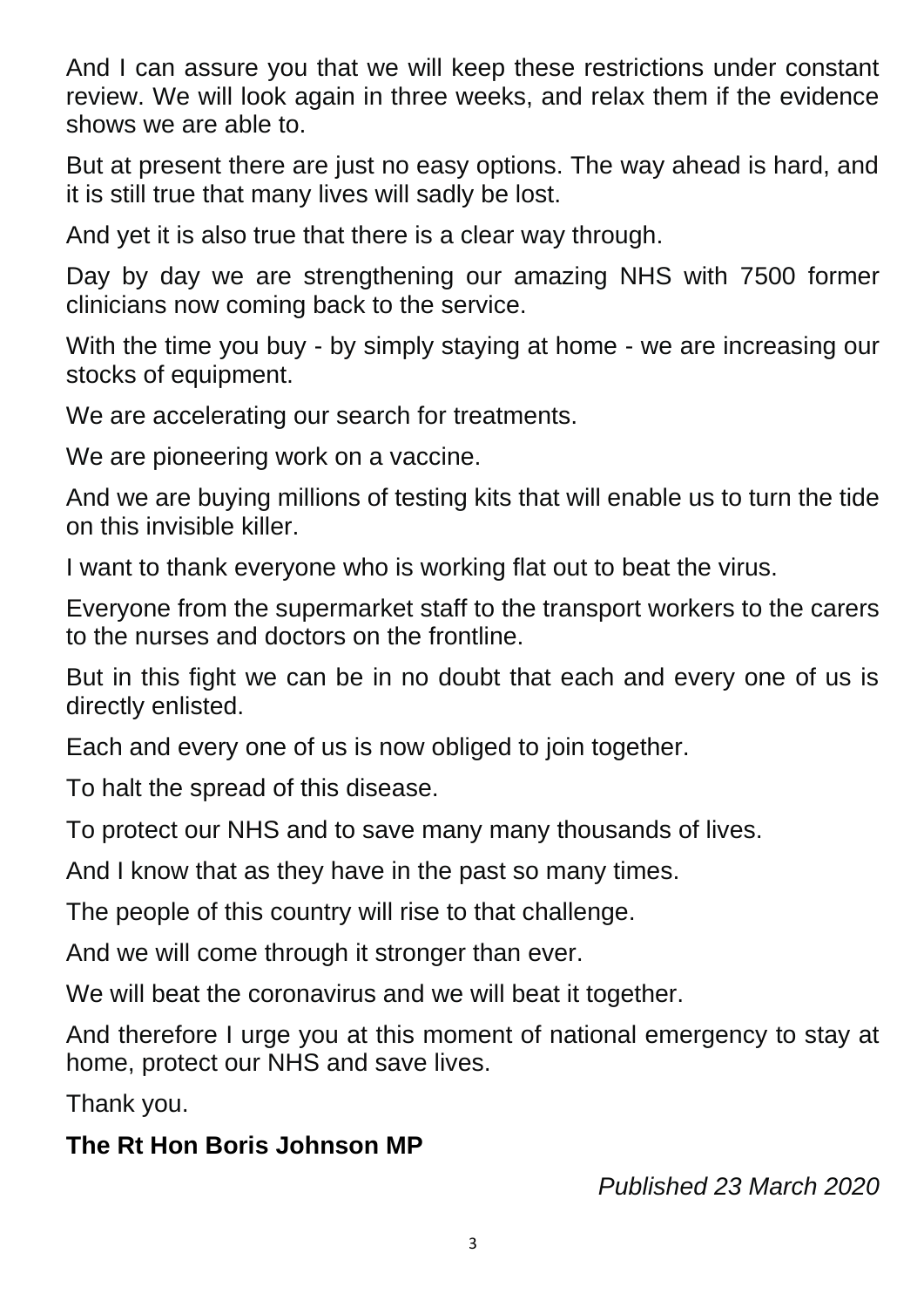And I can assure you that we will keep these restrictions under constant review. We will look again in three weeks, and relax them if the evidence shows we are able to.

But at present there are just no easy options. The way ahead is hard, and it is still true that many lives will sadly be lost.

And yet it is also true that there is a clear way through.

Day by day we are strengthening our amazing NHS with 7500 former clinicians now coming back to the service.

With the time you buy - by simply staying at home - we are increasing our stocks of equipment.

We are accelerating our search for treatments.

We are pioneering work on a vaccine.

And we are buying millions of testing kits that will enable us to turn the tide on this invisible killer.

I want to thank everyone who is working flat out to beat the virus.

Everyone from the supermarket staff to the transport workers to the carers to the nurses and doctors on the frontline.

But in this fight we can be in no doubt that each and every one of us is directly enlisted.

Each and every one of us is now obliged to join together.

To halt the spread of this disease.

To protect our NHS and to save many many thousands of lives.

And I know that as they have in the past so many times.

The people of this country will rise to that challenge.

And we will come through it stronger than ever.

We will beat the coronavirus and we will beat it together.

And therefore I urge you at this moment of national emergency to stay at home, protect our NHS and save lives.

Thank you.

**The Rt Hon Boris Johnson MP**

*Published 23 March 2020*